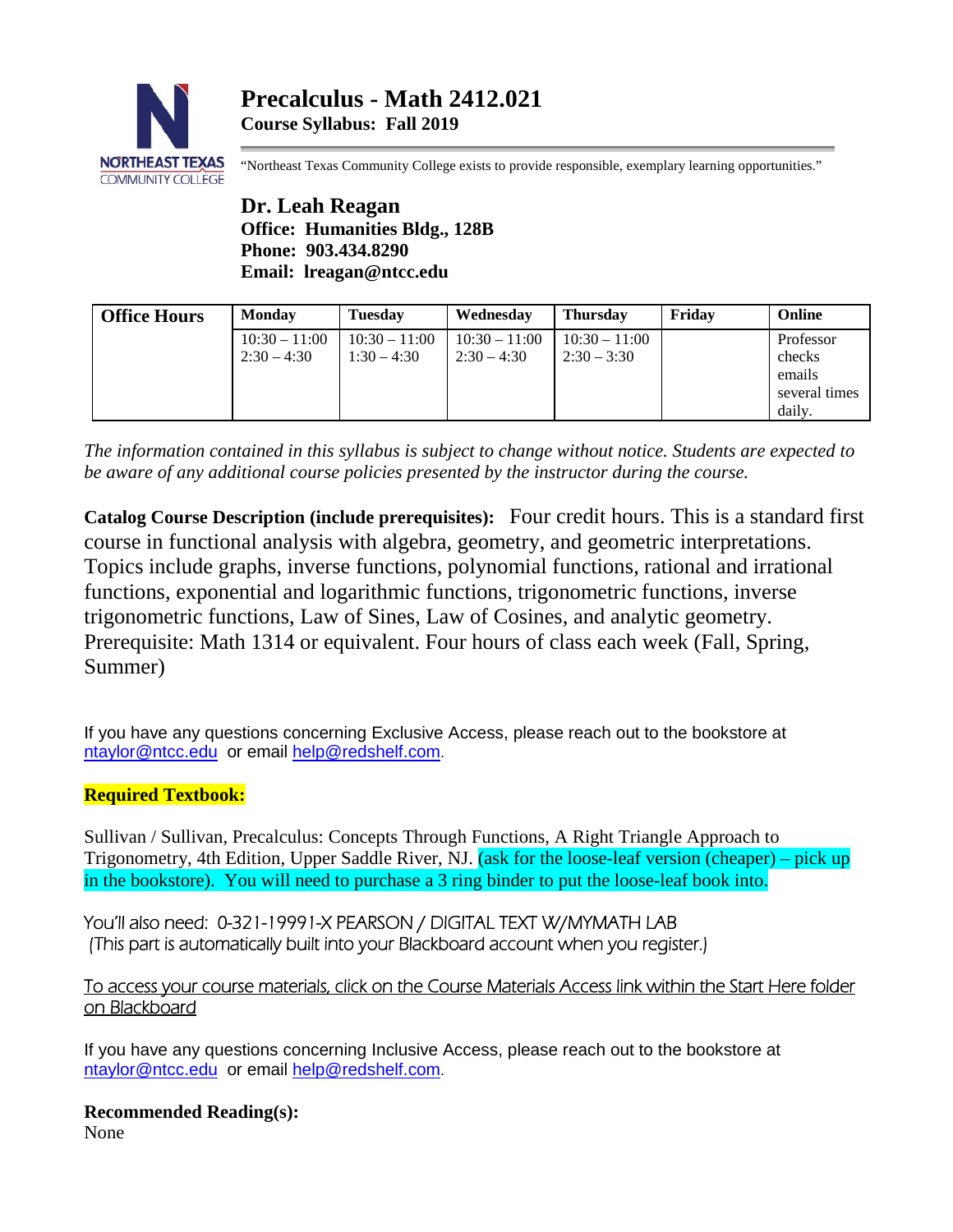# Precalculus - Math 2412.021

**Course Syllabus: Fall 2019**

"Northeast Texas Community College exists to provide responsible, exemplary learning opportunities."

**Dr. Leah Reagan**
**Office: Humanities Bldg., 128B**
**Phone: 903.434.8290**
**Email: lreagan@ntcc.edu**

| Office Hours | Monday | Tuesday | Wednesday | Thursday | Friday | Online |
|---|---|---|---|---|---|---|
| | 10:30 – 11:00<br>2:30 – 4:30 | 10:30 – 11:00<br>1:30 – 4:30 | 10:30 – 11:00<br>2:30 – 4:30 | 10:30 – 11:00<br>2:30 – 3:30 | | Professor checks emails several times daily. |

*The information contained in this syllabus is subject to change without notice. Students are expected to be aware of any additional course policies presented by the instructor during the course.*

**Catalog Course Description (include prerequisites):** Four credit hours. This is a standard first course in functional analysis with algebra, geometry, and geometric interpretations. Topics include graphs, inverse functions, polynomial functions, rational and irrational functions, exponential and logarithmic functions, trigonometric functions, inverse trigonometric functions, Law of Sines, Law of Cosines, and analytic geometry. Prerequisite: Math 1314 or equivalent. Four hours of class each week (Fall, Spring, Summer)

If you have any questions concerning Exclusive Access, please reach out to the bookstore at ntaylor@ntcc.edu or email help@redshelf.com.

**Required Textbook:**

Sullivan / Sullivan, Precalculus: Concepts Through Functions, A Right Triangle Approach to Trigonometry, 4th Edition, Upper Saddle River, NJ. (ask for the loose-leaf version (cheaper) – pick up in the bookstore). You will need to purchase a 3 ring binder to put the loose-leaf book into.

You'll also need: 0-321-19991-X PEARSON / DIGITAL TEXT W/MYMATH LAB
(This part is automatically built into your Blackboard account when you register.)

To access your course materials, click on the Course Materials Access link within the Start Here folder on Blackboard

If you have any questions concerning Inclusive Access, please reach out to the bookstore at ntaylor@ntcc.edu or email help@redshelf.com.

**Recommended Reading(s):**
None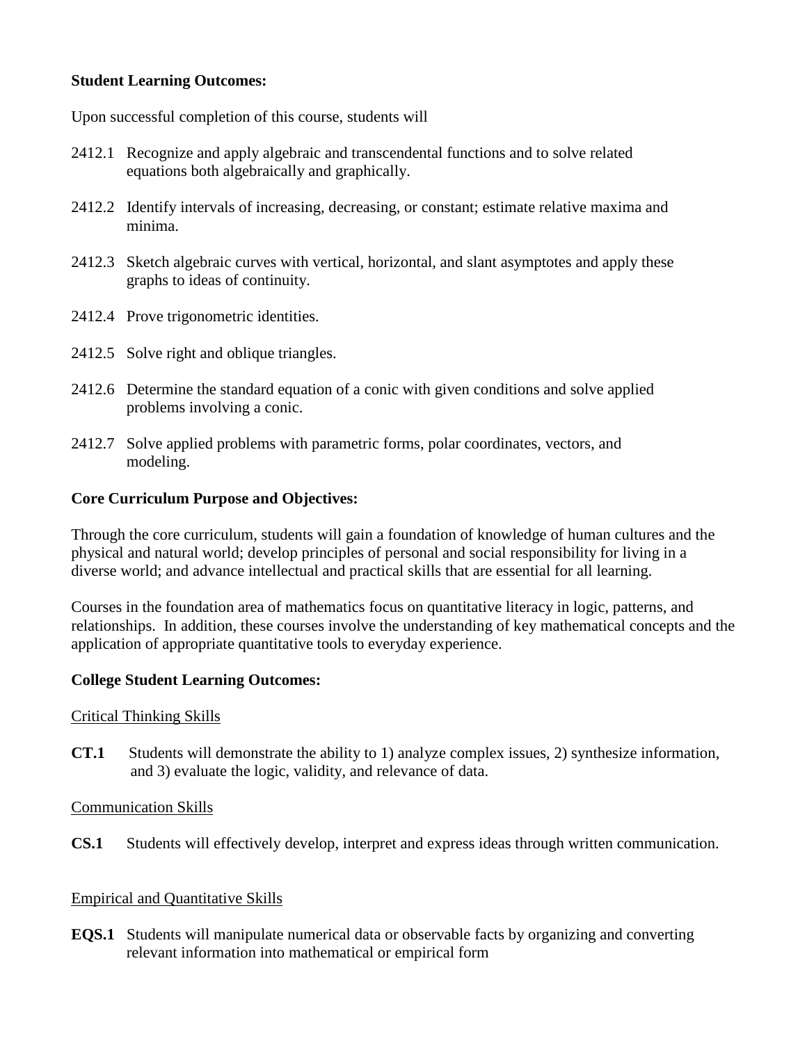**Student Learning Outcomes:**

Upon successful completion of this course, students will

2412.1 Recognize and apply algebraic and transcendental functions and to solve related equations both algebraically and graphically.

2412.2 Identify intervals of increasing, decreasing, or constant; estimate relative maxima and minima.

2412.3 Sketch algebraic curves with vertical, horizontal, and slant asymptotes and apply these graphs to ideas of continuity.

2412.4 Prove trigonometric identities.

2412.5 Solve right and oblique triangles.

2412.6 Determine the standard equation of a conic with given conditions and solve applied problems involving a conic.

2412.7 Solve applied problems with parametric forms, polar coordinates, vectors, and modeling.

**Core Curriculum Purpose and Objectives:**

Through the core curriculum, students will gain a foundation of knowledge of human cultures and the physical and natural world; develop principles of personal and social responsibility for living in a diverse world; and advance intellectual and practical skills that are essential for all learning.

Courses in the foundation area of mathematics focus on quantitative literacy in logic, patterns, and relationships. In addition, these courses involve the understanding of key mathematical concepts and the application of appropriate quantitative tools to everyday experience.

**College Student Learning Outcomes:**

Critical Thinking Skills

**CT.1** Students will demonstrate the ability to 1) analyze complex issues, 2) synthesize information, and 3) evaluate the logic, validity, and relevance of data.

Communication Skills

**CS.1** Students will effectively develop, interpret and express ideas through written communication.

Empirical and Quantitative Skills

**EQS.1** Students will manipulate numerical data or observable facts by organizing and converting relevant information into mathematical or empirical form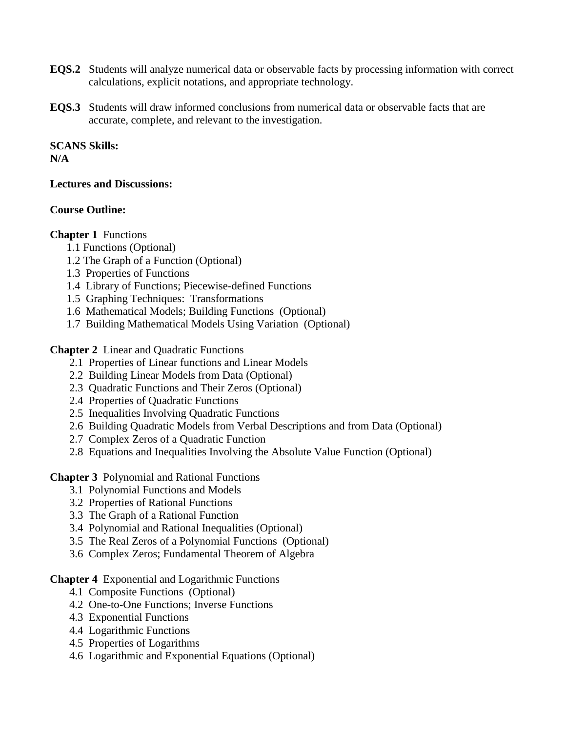**EQS.2** Students will analyze numerical data or observable facts by processing information with correct calculations, explicit notations, and appropriate technology.

**EQS.3** Students will draw informed conclusions from numerical data or observable facts that are accurate, complete, and relevant to the investigation.

**SCANS Skills:**
**N/A**

**Lectures and Discussions:**

**Course Outline:**

**Chapter 1** Functions

- 1.1 Functions (Optional)
- 1.2 The Graph of a Function (Optional)
- 1.3 Properties of Functions
- 1.4 Library of Functions; Piecewise-defined Functions
- 1.5 Graphing Techniques: Transformations
- 1.6 Mathematical Models; Building Functions (Optional)
- 1.7 Building Mathematical Models Using Variation (Optional)

**Chapter 2** Linear and Quadratic Functions

- 2.1 Properties of Linear functions and Linear Models
- 2.2 Building Linear Models from Data (Optional)
- 2.3 Quadratic Functions and Their Zeros (Optional)
- 2.4 Properties of Quadratic Functions
- 2.5 Inequalities Involving Quadratic Functions
- 2.6 Building Quadratic Models from Verbal Descriptions and from Data (Optional)
- 2.7 Complex Zeros of a Quadratic Function
- 2.8 Equations and Inequalities Involving the Absolute Value Function (Optional)

**Chapter 3** Polynomial and Rational Functions

- 3.1 Polynomial Functions and Models
- 3.2 Properties of Rational Functions
- 3.3 The Graph of a Rational Function
- 3.4 Polynomial and Rational Inequalities (Optional)
- 3.5 The Real Zeros of a Polynomial Functions (Optional)
- 3.6 Complex Zeros; Fundamental Theorem of Algebra

**Chapter 4** Exponential and Logarithmic Functions

- 4.1 Composite Functions (Optional)
- 4.2 One-to-One Functions; Inverse Functions
- 4.3 Exponential Functions
- 4.4 Logarithmic Functions
- 4.5 Properties of Logarithms
- 4.6 Logarithmic and Exponential Equations (Optional)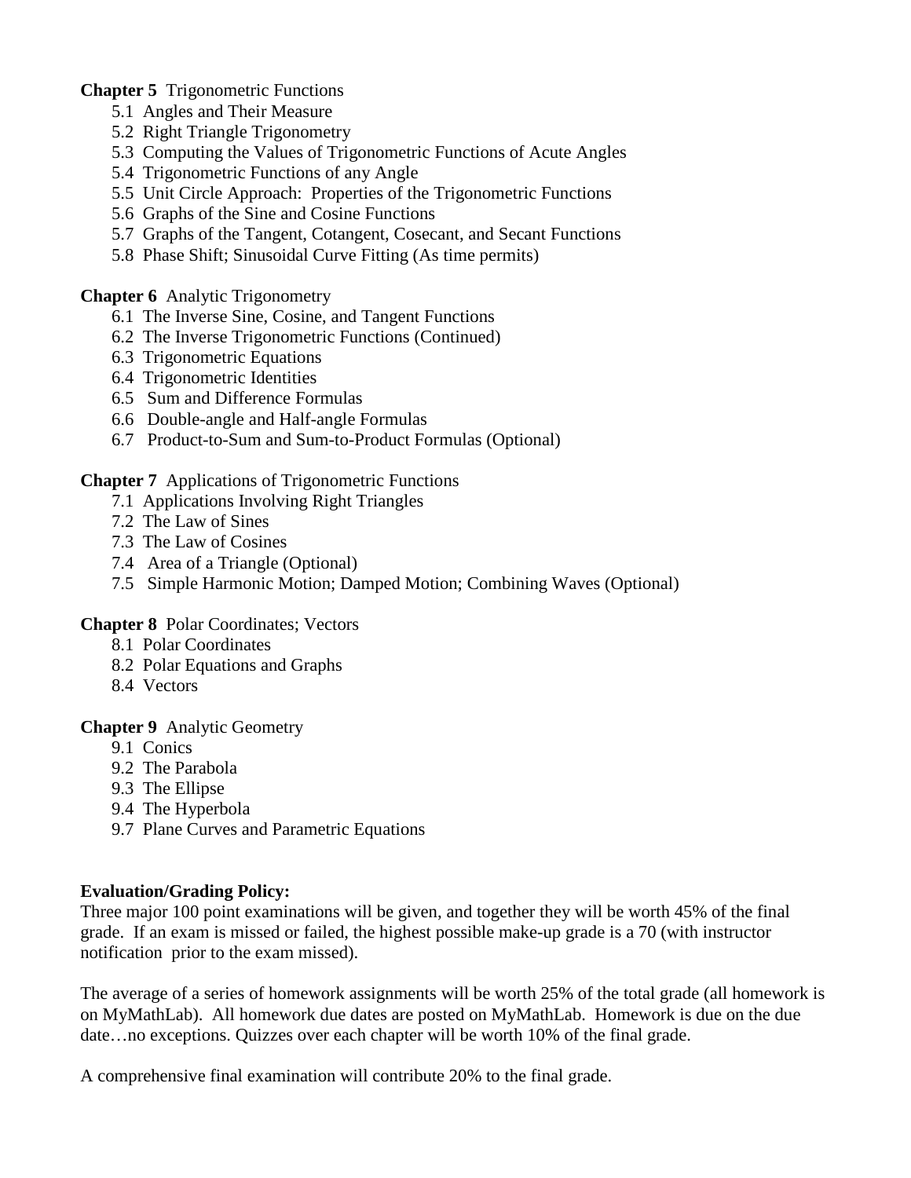**Chapter 5** Trigonometric Functions

- 5.1 Angles and Their Measure
- 5.2 Right Triangle Trigonometry
- 5.3 Computing the Values of Trigonometric Functions of Acute Angles
- 5.4 Trigonometric Functions of any Angle
- 5.5 Unit Circle Approach: Properties of the Trigonometric Functions
- 5.6 Graphs of the Sine and Cosine Functions
- 5.7 Graphs of the Tangent, Cotangent, Cosecant, and Secant Functions
- 5.8 Phase Shift; Sinusoidal Curve Fitting (As time permits)

**Chapter 6** Analytic Trigonometry

- 6.1 The Inverse Sine, Cosine, and Tangent Functions
- 6.2 The Inverse Trigonometric Functions (Continued)
- 6.3 Trigonometric Equations
- 6.4 Trigonometric Identities
- 6.5 Sum and Difference Formulas
- 6.6 Double-angle and Half-angle Formulas
- 6.7 Product-to-Sum and Sum-to-Product Formulas (Optional)

**Chapter 7** Applications of Trigonometric Functions

- 7.1 Applications Involving Right Triangles
- 7.2 The Law of Sines
- 7.3 The Law of Cosines
- 7.4 Area of a Triangle (Optional)
- 7.5 Simple Harmonic Motion; Damped Motion; Combining Waves (Optional)

**Chapter 8** Polar Coordinates; Vectors

- 8.1 Polar Coordinates
- 8.2 Polar Equations and Graphs
- 8.4 Vectors

**Chapter 9** Analytic Geometry

- 9.1 Conics
- 9.2 The Parabola
- 9.3 The Ellipse
- 9.4 The Hyperbola
- 9.7 Plane Curves and Parametric Equations

**Evaluation/Grading Policy:**

Three major 100 point examinations will be given, and together they will be worth 45% of the final grade. If an exam is missed or failed, the highest possible make-up grade is a 70 (with instructor notification prior to the exam missed).

The average of a series of homework assignments will be worth 25% of the total grade (all homework is on MyMathLab). All homework due dates are posted on MyMathLab. Homework is due on the due date…no exceptions. Quizzes over each chapter will be worth 10% of the final grade.

A comprehensive final examination will contribute 20% to the final grade.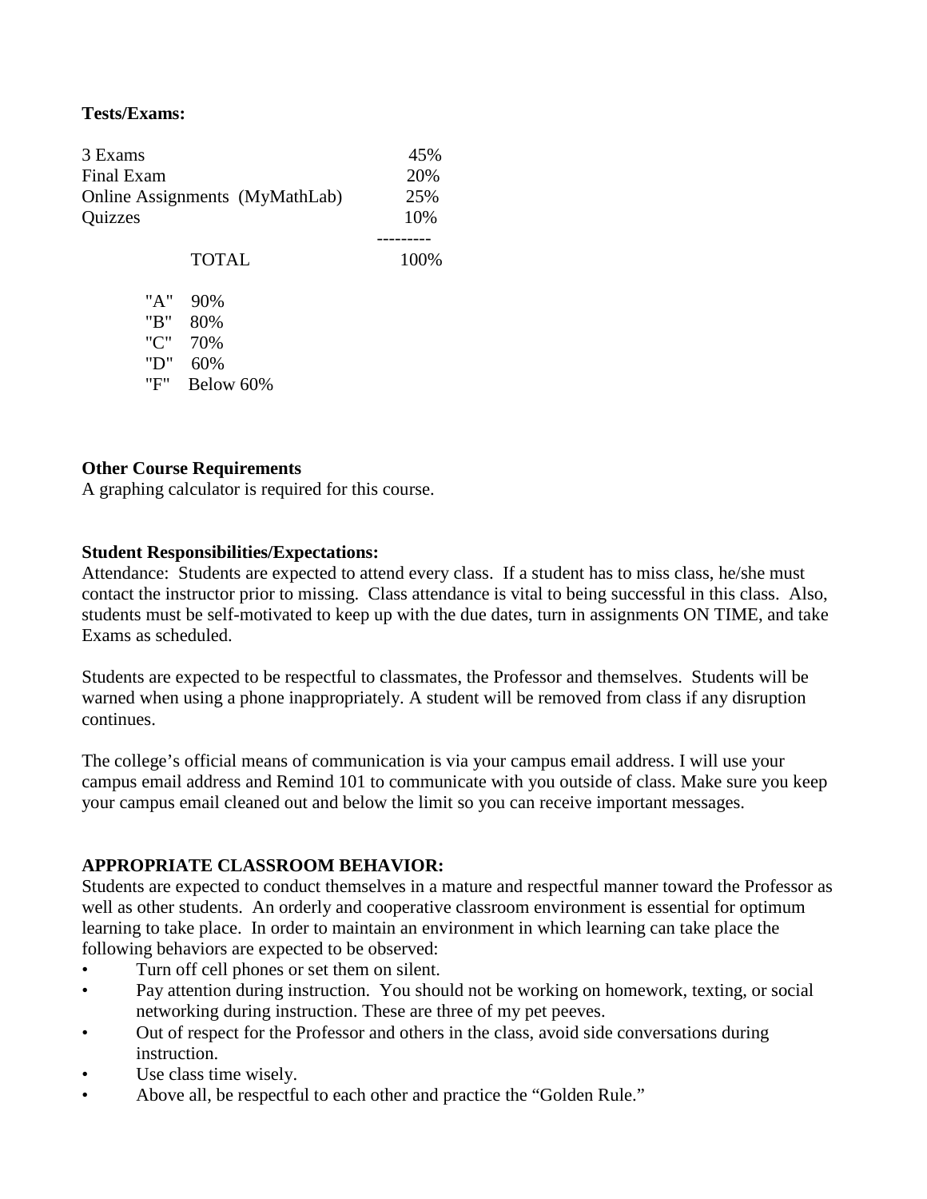**Tests/Exams:**

| | |
|---|---|
| 3 Exams | 45% |
| Final Exam | 20% |
| Online Assignments (MyMathLab) | 25% |
| Quizzes | 10% |
| TOTAL | 100% |

| | |
|---|---|
| "A" | 90% |
| "B" | 80% |
| "C" | 70% |
| "D" | 60% |
| "F" | Below 60% |

**Other Course Requirements**
A graphing calculator is required for this course.

**Student Responsibilities/Expectations:**
Attendance: Students are expected to attend every class. If a student has to miss class, he/she must contact the instructor prior to missing. Class attendance is vital to being successful in this class. Also, students must be self-motivated to keep up with the due dates, turn in assignments ON TIME, and take Exams as scheduled.

Students are expected to be respectful to classmates, the Professor and themselves. Students will be warned when using a phone inappropriately. A student will be removed from class if any disruption continues.

The college's official means of communication is via your campus email address. I will use your campus email address and Remind 101 to communicate with you outside of class. Make sure you keep your campus email cleaned out and below the limit so you can receive important messages.

**APPROPRIATE CLASSROOM BEHAVIOR:**
Students are expected to conduct themselves in a mature and respectful manner toward the Professor as well as other students. An orderly and cooperative classroom environment is essential for optimum learning to take place. In order to maintain an environment in which learning can take place the following behaviors are expected to be observed:

- Turn off cell phones or set them on silent.
- Pay attention during instruction. You should not be working on homework, texting, or social networking during instruction. These are three of my pet peeves.
- Out of respect for the Professor and others in the class, avoid side conversations during instruction.
- Use class time wisely.
- Above all, be respectful to each other and practice the "Golden Rule."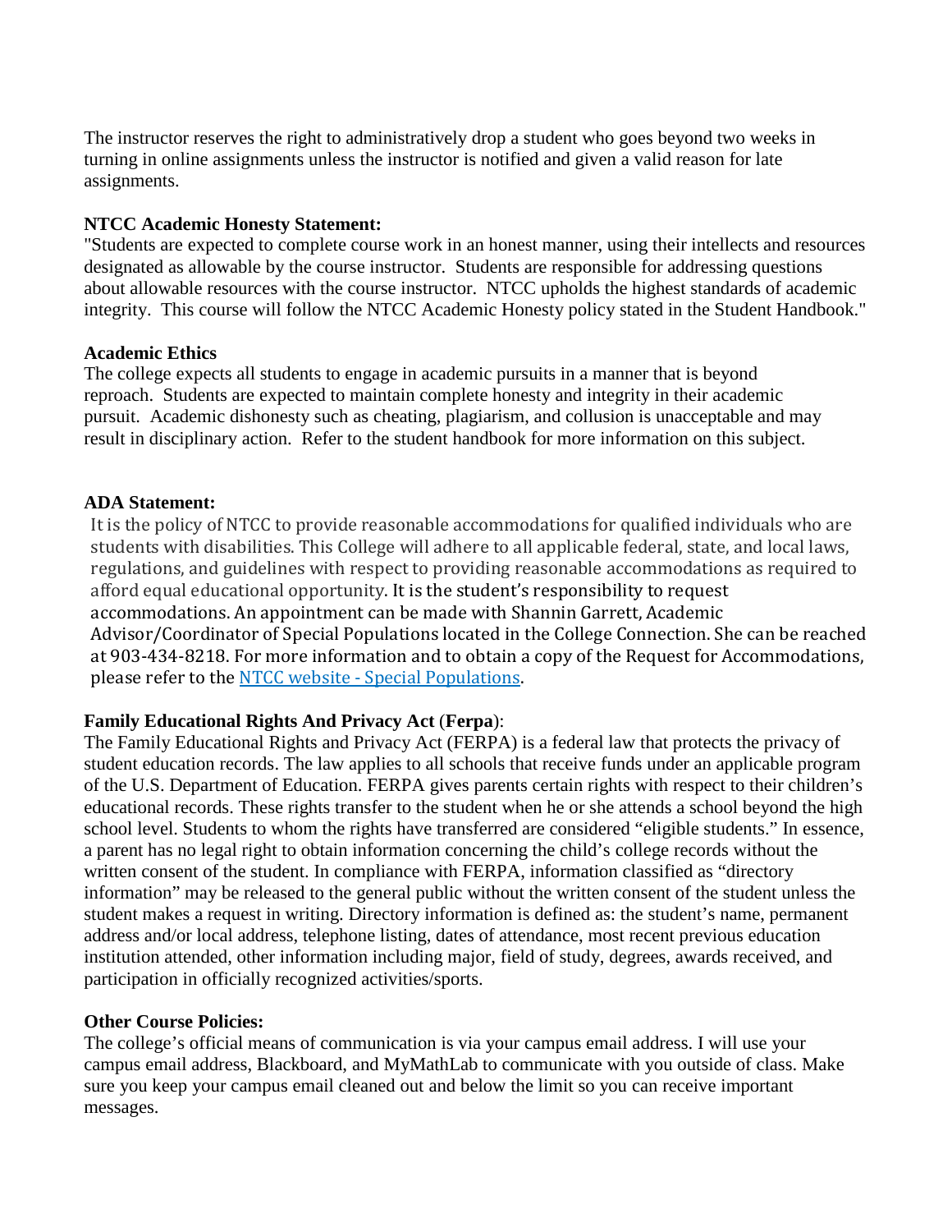The instructor reserves the right to administratively drop a student who goes beyond two weeks in turning in online assignments unless the instructor is notified and given a valid reason for late assignments.

**NTCC Academic Honesty Statement:**

"Students are expected to complete course work in an honest manner, using their intellects and resources designated as allowable by the course instructor. Students are responsible for addressing questions about allowable resources with the course instructor. NTCC upholds the highest standards of academic integrity. This course will follow the NTCC Academic Honesty policy stated in the Student Handbook."

**Academic Ethics**

The college expects all students to engage in academic pursuits in a manner that is beyond reproach. Students are expected to maintain complete honesty and integrity in their academic pursuit. Academic dishonesty such as cheating, plagiarism, and collusion is unacceptable and may result in disciplinary action. Refer to the student handbook for more information on this subject.

**ADA Statement:**

It is the policy of NTCC to provide reasonable accommodations for qualified individuals who are students with disabilities. This College will adhere to all applicable federal, state, and local laws, regulations, and guidelines with respect to providing reasonable accommodations as required to afford equal educational opportunity. It is the student's responsibility to request accommodations. An appointment can be made with Shannin Garrett, Academic Advisor/Coordinator of Special Populations located in the College Connection. She can be reached at 903-434-8218. For more information and to obtain a copy of the Request for Accommodations, please refer to the NTCC website - Special Populations.

**Family Educational Rights And Privacy Act** (**Ferpa**):

The Family Educational Rights and Privacy Act (FERPA) is a federal law that protects the privacy of student education records. The law applies to all schools that receive funds under an applicable program of the U.S. Department of Education. FERPA gives parents certain rights with respect to their children's educational records. These rights transfer to the student when he or she attends a school beyond the high school level. Students to whom the rights have transferred are considered "eligible students." In essence, a parent has no legal right to obtain information concerning the child's college records without the written consent of the student. In compliance with FERPA, information classified as "directory information" may be released to the general public without the written consent of the student unless the student makes a request in writing. Directory information is defined as: the student's name, permanent address and/or local address, telephone listing, dates of attendance, most recent previous education institution attended, other information including major, field of study, degrees, awards received, and participation in officially recognized activities/sports.

**Other Course Policies:**

The college's official means of communication is via your campus email address. I will use your campus email address, Blackboard, and MyMathLab to communicate with you outside of class. Make sure you keep your campus email cleaned out and below the limit so you can receive important messages.